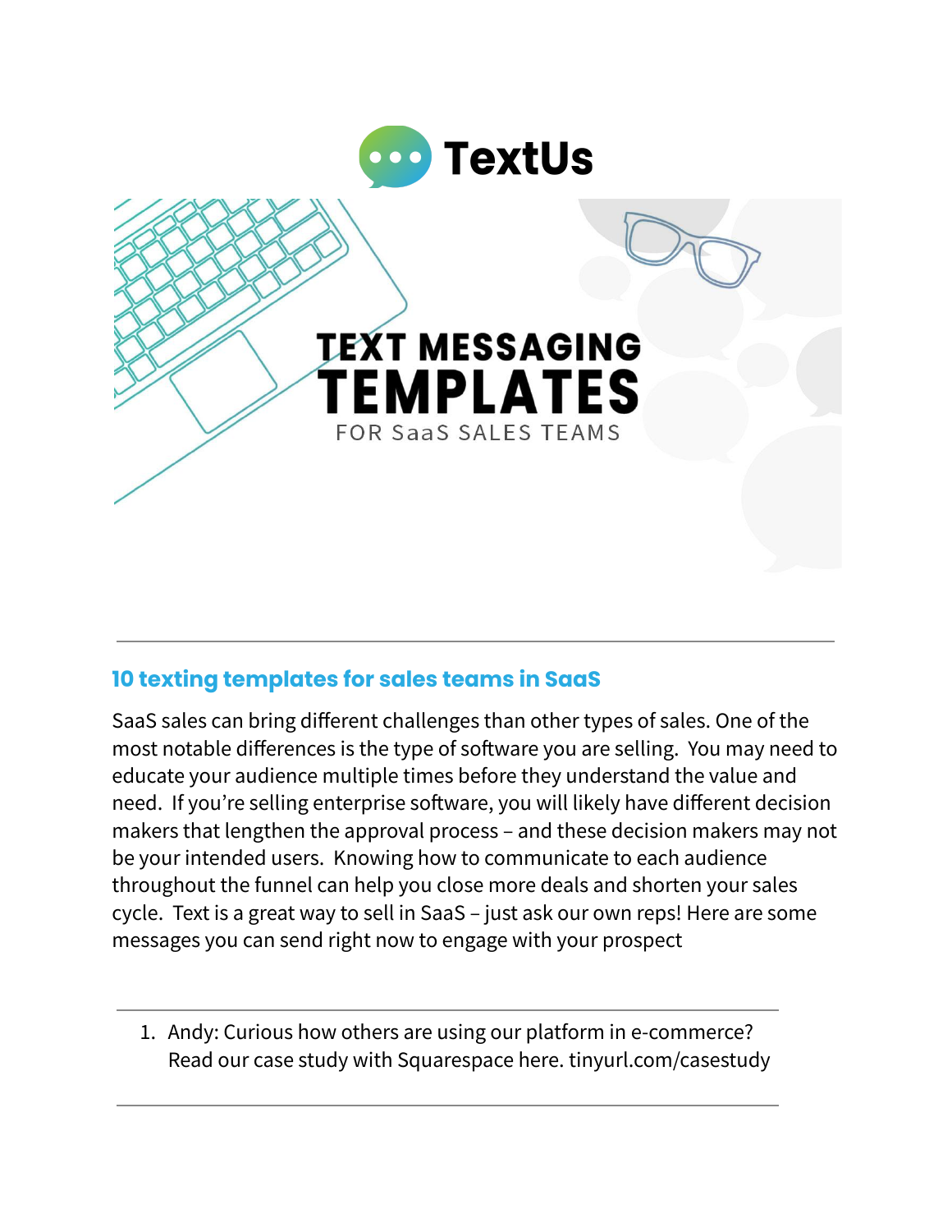# TextUs

# TEXT MESSAGING TEMPLATES

FOR SaaS SALES TEAMS

---

## 10 texting templates for sales teams in SaaS

SaaS sales can bring different challenges than other types of sales. One of the most notable differences is the type of software you are selling. You may need to educate your audience multiple times before they understand the value and need. If you're selling enterprise software, you will likely have different decision makers that lengthen the approval process – and these decision makers may not be your intended users. Knowing how to communicate to each audience throughout the funnel can help you close more deals and shorten your sales cycle. Text is a great way to sell in SaaS – just ask our own reps! Here are some messages you can send right now to engage with your prospect

---

1. Andy: Curious how others are using our platform in e-commerce? Read our case study with Squarespace here. tinyurl.com/casestudy

---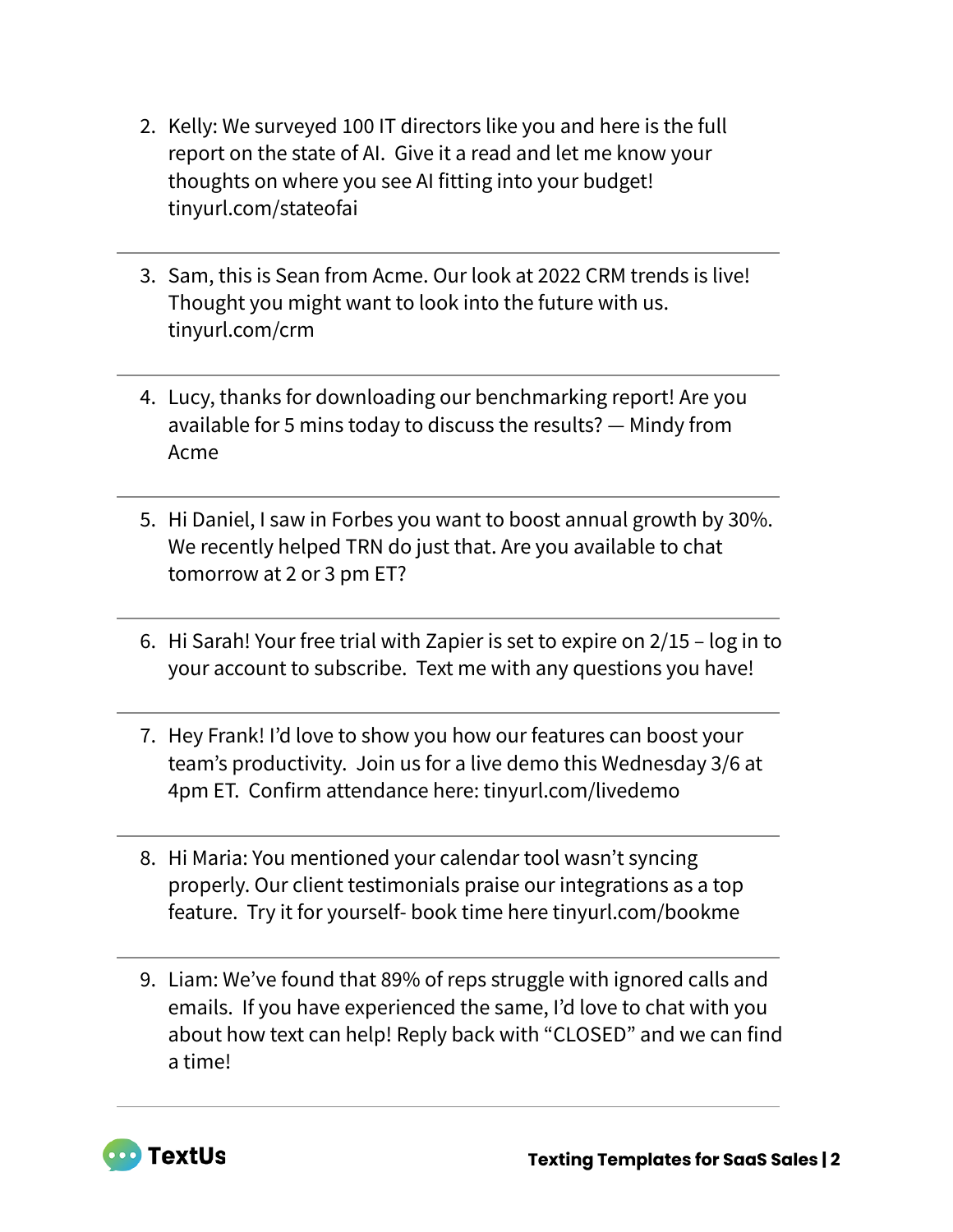2. Kelly: We surveyed 100 IT directors like you and here is the full report on the state of AI. Give it a read and let me know your thoughts on where you see AI fitting into your budget! tinyurl.com/stateofai

---

3. Sam, this is Sean from Acme. Our look at 2022 CRM trends is live! Thought you might want to look into the future with us. tinyurl.com/crm

---

4. Lucy, thanks for downloading our benchmarking report! Are you available for 5 mins today to discuss the results? — Mindy from Acme

---

5. Hi Daniel, I saw in Forbes you want to boost annual growth by 30%. We recently helped TRN do just that. Are you available to chat tomorrow at 2 or 3 pm ET?

---

6. Hi Sarah! Your free trial with Zapier is set to expire on 2/15 – log in to your account to subscribe. Text me with any questions you have!

---

7. Hey Frank! I'd love to show you how our features can boost your team's productivity. Join us for a live demo this Wednesday 3/6 at 4pm ET. Confirm attendance here: tinyurl.com/livedemo

---

8. Hi Maria: You mentioned your calendar tool wasn't syncing properly. Our client testimonials praise our integrations as a top feature. Try it for yourself- book time here tinyurl.com/bookme

---

9. Liam: We've found that 89% of reps struggle with ignored calls and emails. If you have experienced the same, I'd love to chat with you about how text can help! Reply back with "CLOSED" and we can find a time!

---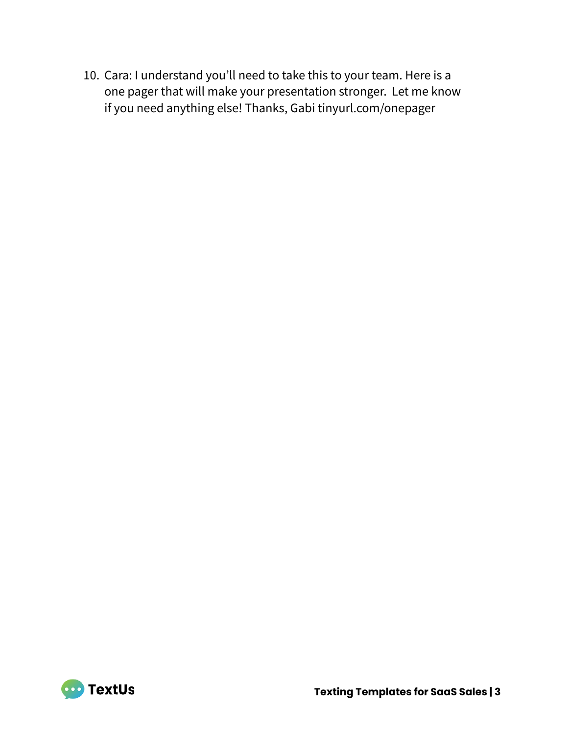10. Cara: I understand you'll need to take this to your team. Here is a one pager that will make your presentation stronger.  Let me know if you need anything else! Thanks, Gabi tinyurl.com/onepager